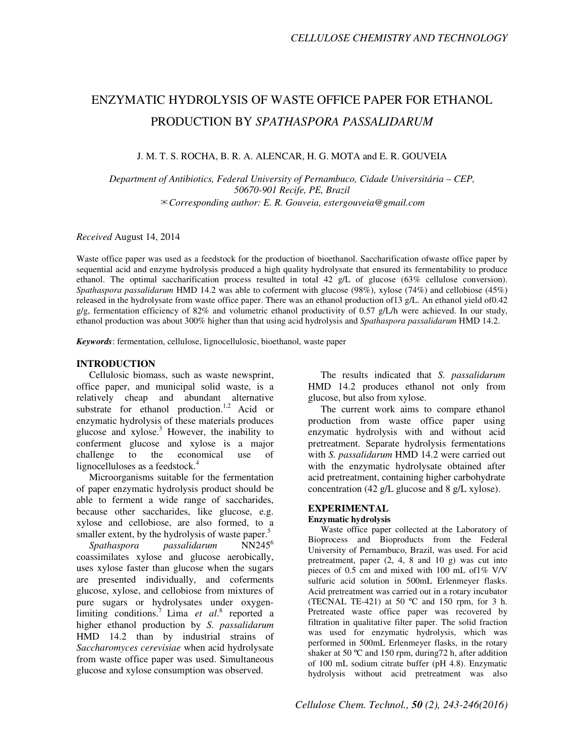# ENZYMATIC HYDROLYSIS OF WASTE OFFICE PAPER FOR ETHANOL PRODUCTION BY *SPATHASPORA PASSALIDARUM*

J. M. T. S. ROCHA, B. R. A. ALENCAR, H. G. MOTA and E. R. GOUVEIA

*Department of Antibiotics, Federal University of Pernambuco, Cidade Universitária – CEP, 50670-901 Recife, PE, Brazil*
*✉Corresponding author: E. R. Gouveia, estergouveia@gmail.com*

*Received* August 14, 2014

Waste office paper was used as a feedstock for the production of bioethanol. Saccharification ofwaste office paper by sequential acid and enzyme hydrolysis produced a high quality hydrolysate that ensured its fermentability to produce ethanol. The optimal saccharification process resulted in total 42 g/L of glucose (63% cellulose conversion). *Spathaspora passalidarum* HMD 14.2 was able to coferment with glucose (98%), xylose (74%) and cellobiose (45%) released in the hydrolysate from waste office paper. There was an ethanol production of13 g/L. An ethanol yield of0.42 g/g, fermentation efficiency of 82% and volumetric ethanol productivity of 0.57 g/L/h were achieved. In our study, ethanol production was about 300% higher than that using acid hydrolysis and *Spathaspora passalidarum* HMD 14.2.

***Keywords***: fermentation, cellulose, lignocellulosic, bioethanol, waste paper

## INTRODUCTION

Cellulosic biomass, such as waste newsprint, office paper, and municipal solid waste, is a relatively cheap and abundant alternative substrate for ethanol production.[1,2] Acid or enzymatic hydrolysis of these materials produces glucose and xylose.[3] However, the inability to conferment glucose and xylose is a major challenge to the economical use of lignocelluloses as a feedstock.[4]

Microorganisms suitable for the fermentation of paper enzymatic hydrolysis product should be able to ferment a wide range of saccharides, because other saccharides, like glucose, e.g. xylose and cellobiose, are also formed, to a smaller extent, by the hydrolysis of waste paper.[5]

*Spathaspora passalidarum* NN245[6] coassimilates xylose and glucose aerobically, uses xylose faster than glucose when the sugars are presented individually, and coferments glucose, xylose, and cellobiose from mixtures of pure sugars or hydrolysates under oxygen-limiting conditions.[7] Lima *et al*.[8] reported a higher ethanol production by *S. passalidarum* HMD 14.2 than by industrial strains of *Saccharomyces cerevisiae* when acid hydrolysate from waste office paper was used. Simultaneous glucose and xylose consumption was observed.

The results indicated that *S. passalidarum* HMD 14.2 produces ethanol not only from glucose, but also from xylose.

The current work aims to compare ethanol production from waste office paper using enzymatic hydrolysis with and without acid pretreatment. Separate hydrolysis fermentations with *S. passalidarum* HMD 14.2 were carried out with the enzymatic hydrolysate obtained after acid pretreatment, containing higher carbohydrate concentration (42 g/L glucose and 8 g/L xylose).

## EXPERIMENTAL

### Enzymatic hydrolysis

Waste office paper collected at the Laboratory of Bioprocess and Bioproducts from the Federal University of Pernambuco, Brazil, was used. For acid pretreatment, paper (2, 4, 8 and 10 g) was cut into pieces of 0.5 cm and mixed with 100 mL of1% V/V sulfuric acid solution in 500mL Erlenmeyer flasks. Acid pretreatment was carried out in a rotary incubator (TECNAL TE-421) at 50 ºC and 150 rpm, for 3 h. Pretreated waste office paper was recovered by filtration in qualitative filter paper. The solid fraction was used for enzymatic hydrolysis, which was performed in 500mL Erlenmeyer flasks, in the rotary shaker at 50 ºC and 150 rpm, during72 h, after addition of 100 mL sodium citrate buffer (pH 4.8). Enzymatic hydrolysis without acid pretreatment was also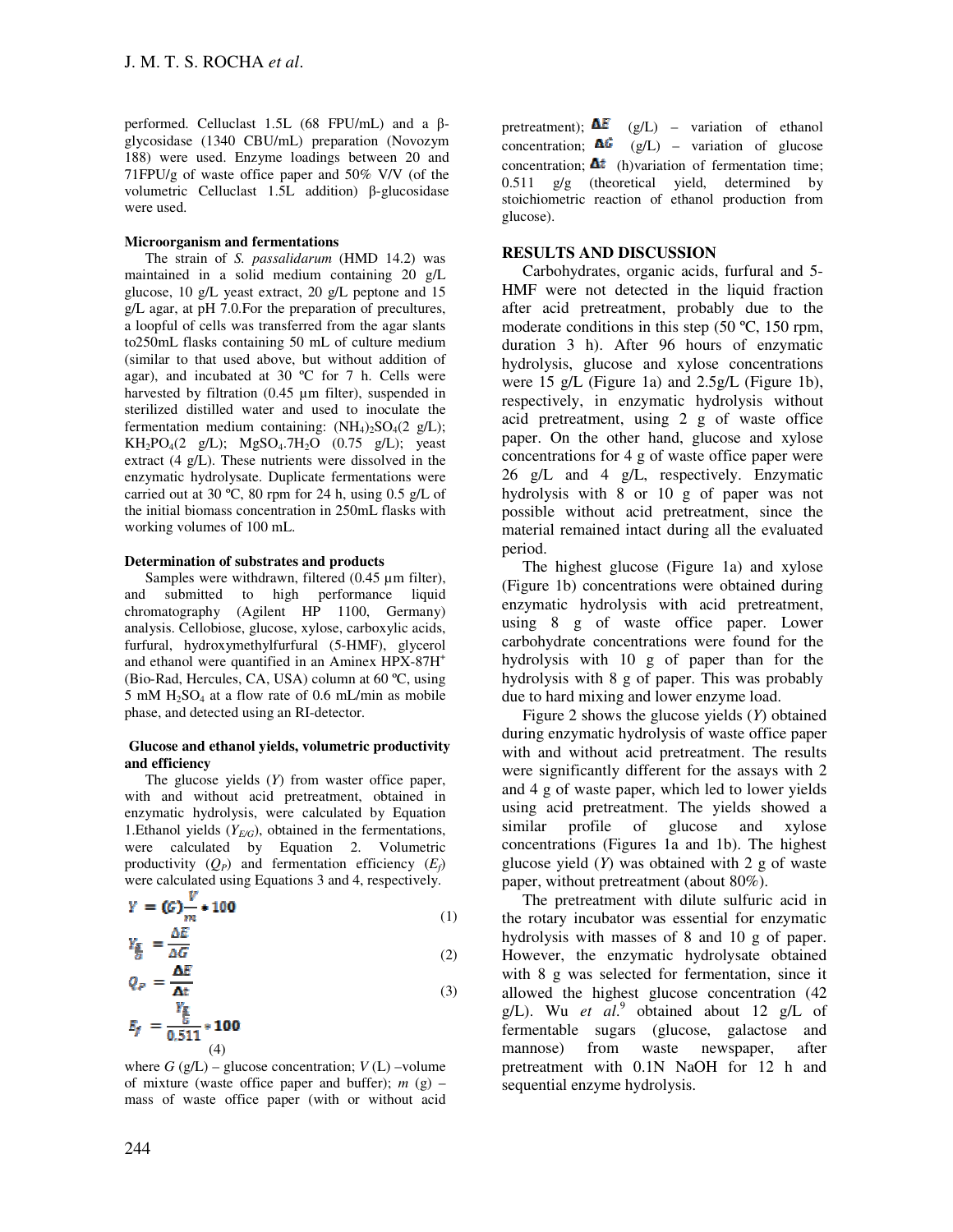performed. Celluclast 1.5L (68 FPU/mL) and a β-glycosidase (1340 CBU/mL) preparation (Novozym 188) were used. Enzyme loadings between 20 and 71FPU/g of waste office paper and 50% V/V (of the volumetric Celluclast 1.5L addition) β-glucosidase were used.

**Microorganism and fermentations**

The strain of *S. passalidarum* (HMD 14.2) was maintained in a solid medium containing 20 g/L glucose, 10 g/L yeast extract, 20 g/L peptone and 15 g/L agar, at pH 7.0.For the preparation of precultures, a loopful of cells was transferred from the agar slants to250mL flasks containing 50 mL of culture medium (similar to that used above, but without addition of agar), and incubated at 30 ºC for 7 h. Cells were harvested by filtration (0.45 µm filter), suspended in sterilized distilled water and used to inoculate the fermentation medium containing: $(NH_4)_2SO_4$(2 g/L); $KH_2PO_4$(2 g/L); $MgSO_4.7H_2O$ (0.75 g/L); yeast extract (4 g/L). These nutrients were dissolved in the enzymatic hydrolysate. Duplicate fermentations were carried out at 30 ºC, 80 rpm for 24 h, using 0.5 g/L of the initial biomass concentration in 250mL flasks with working volumes of 100 mL.

**Determination of substrates and products**

Samples were withdrawn, filtered (0.45 µm filter), and submitted to high performance liquid chromatography (Agilent HP 1100, Germany) analysis. Cellobiose, glucose, xylose, carboxylic acids, furfural, hydroxymethylfurfural (5-HMF), glycerol and ethanol were quantified in an Aminex HPX-87H$^+$ (Bio-Rad, Hercules, CA, USA) column at 60 ºC, using 5 mM $H_2SO_4$ at a flow rate of 0.6 mL/min as mobile phase, and detected using an RI-detector.

**Glucose and ethanol yields, volumetric productivity and efficiency**

The glucose yields (*Y*) from waster office paper, with and without acid pretreatment, obtained in enzymatic hydrolysis, were calculated by Equation 1.Ethanol yields ($Y_{E/G}$), obtained in the fermentations, were calculated by Equation 2. Volumetric productivity ($Q_P$) and fermentation efficiency ($E_f$) were calculated using Equations 3 and 4, respectively.

$$Y = (G)\frac{V}{m} * 100 \quad (1)$$

$$Y_{\frac{E}{G}} = \frac{\Delta E}{\Delta G} \quad (2)$$

$$Q_P = \frac{\Delta E}{\Delta t} \quad (3)$$

$$E_f = \frac{Y_{\frac{E}{G}}}{0.511} * 100 \quad (4)$$

where *G* (g/L) – glucose concentration; *V* (L) –volume of mixture (waste office paper and buffer); *m* (g) – mass of waste office paper (with or without acid pretreatment); $\Delta E$ (g/L) – variation of ethanol concentration; $\Delta G$ (g/L) – variation of glucose concentration; $\Delta t$ (h)variation of fermentation time; 0.511 g/g (theoretical yield, determined by stoichiometric reaction of ethanol production from glucose).

## RESULTS AND DISCUSSION

Carbohydrates, organic acids, furfural and 5-HMF were not detected in the liquid fraction after acid pretreatment, probably due to the moderate conditions in this step (50 ºC, 150 rpm, duration 3 h). After 96 hours of enzymatic hydrolysis, glucose and xylose concentrations were 15 g/L (Figure 1a) and 2.5g/L (Figure 1b), respectively, in enzymatic hydrolysis without acid pretreatment, using 2 g of waste office paper. On the other hand, glucose and xylose concentrations for 4 g of waste office paper were 26 g/L and 4 g/L, respectively. Enzymatic hydrolysis with 8 or 10 g of paper was not possible without acid pretreatment, since the material remained intact during all the evaluated period.

The highest glucose (Figure 1a) and xylose (Figure 1b) concentrations were obtained during enzymatic hydrolysis with acid pretreatment, using 8 g of waste office paper. Lower carbohydrate concentrations were found for the hydrolysis with 10 g of paper than for the hydrolysis with 8 g of paper. This was probably due to hard mixing and lower enzyme load.

Figure 2 shows the glucose yields (*Y*) obtained during enzymatic hydrolysis of waste office paper with and without acid pretreatment. The results were significantly different for the assays with 2 and 4 g of waste paper, which led to lower yields using acid pretreatment. The yields showed a similar profile of glucose and xylose concentrations (Figures 1a and 1b). The highest glucose yield (*Y*) was obtained with 2 g of waste paper, without pretreatment (about 80%).

The pretreatment with dilute sulfuric acid in the rotary incubator was essential for enzymatic hydrolysis with masses of 8 and 10 g of paper. However, the enzymatic hydrolysate obtained with 8 g was selected for fermentation, since it allowed the highest glucose concentration (42 g/L). Wu *et al.*[9] obtained about 12 g/L of fermentable sugars (glucose, galactose and mannose) from waste newspaper, after pretreatment with 0.1N NaOH for 12 h and sequential enzyme hydrolysis.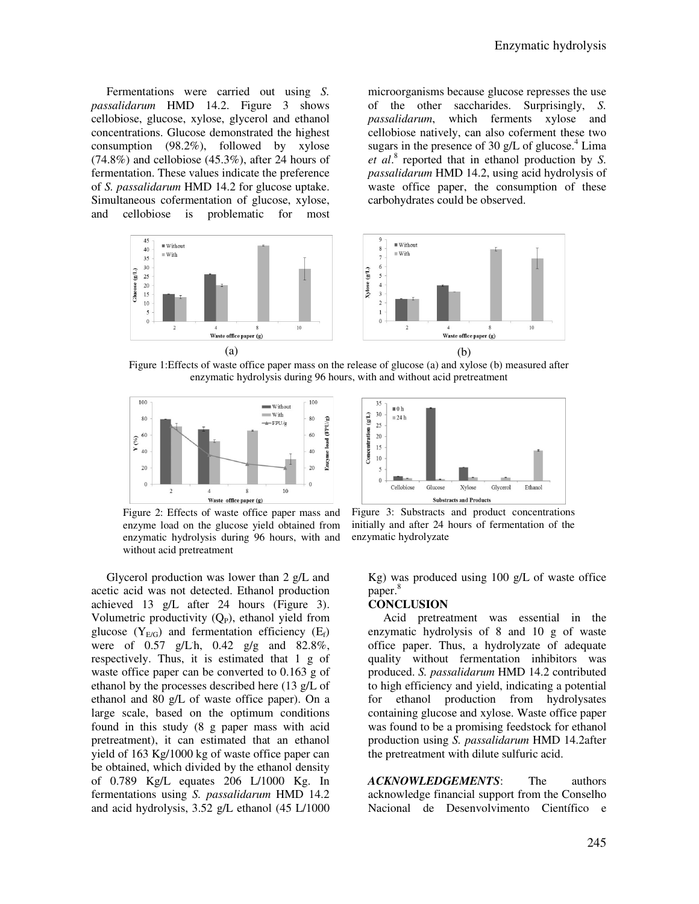Fermentations were carried out using *S. passalidarum* HMD 14.2. Figure 3 shows cellobiose, glucose, xylose, glycerol and ethanol concentrations. Glucose demonstrated the highest consumption (98.2%), followed by xylose (74.8%) and cellobiose (45.3%), after 24 hours of fermentation. These values indicate the preference of *S. passalidarum* HMD 14.2 for glucose uptake. Simultaneous cofermentation of glucose, xylose, and cellobiose is problematic for most microorganisms because glucose represses the use of the other saccharides. Surprisingly, *S. passalidarum*, which ferments xylose and cellobiose natively, can also coferment these two sugars in the presence of 30 g/L of glucose.[4] Lima *et al*.[8] reported that in ethanol production by *S. passalidarum* HMD 14.2, using acid hydrolysis of waste office paper, the consumption of these carbohydrates could be observed.

Figure 1:Effects of waste office paper mass on the release of glucose (a) and xylose (b) measured after enzymatic hydrolysis during 96 hours, with and without acid pretreatment

Figure 2: Effects of waste office paper mass and enzyme load on the glucose yield obtained from enzymatic hydrolysis during 96 hours, with and without acid pretreatment

Figure 3: Substracts and product concentrations initially and after 24 hours of fermentation of the enzymatic hydrolyzate

Glycerol production was lower than 2 g/L and acetic acid was not detected. Ethanol production achieved 13 g/L after 24 hours (Figure 3). Volumetric productivity ($Q_P$), ethanol yield from glucose ($Y_{E/G}$) and fermentation efficiency ($E_f$) were of 0.57 g/L.h, 0.42 g/g and 82.8%, respectively. Thus, it is estimated that 1 g of waste office paper can be converted to 0.163 g of ethanol by the processes described here (13 g/L of ethanol and 80 g/L of waste office paper). On a large scale, based on the optimum conditions found in this study (8 g paper mass with acid pretreatment), it can estimated that an ethanol yield of 163 Kg/1000 kg of waste office paper can be obtained, which divided by the ethanol density of 0.789 Kg/L equates 206 L/1000 Kg. In fermentations using *S. passalidarum* HMD 14.2 and acid hydrolysis, 3.52 g/L ethanol (45 L/1000 Kg) was produced using 100 g/L of waste office paper.[8]

## CONCLUSION

Acid pretreatment was essential in the enzymatic hydrolysis of 8 and 10 g of waste office paper. Thus, a hydrolyzate of adequate quality without fermentation inhibitors was produced. *S. passalidarum* HMD 14.2 contributed to high efficiency and yield, indicating a potential for ethanol production from hydrolysates containing glucose and xylose. Waste office paper was found to be a promising feedstock for ethanol production using *S. passalidarum* HMD 14.2after the pretreatment with dilute sulfuric acid.

***ACKNOWLEDGEMENTS***: The authors acknowledge financial support from the Conselho Nacional de Desenvolvimento Científico e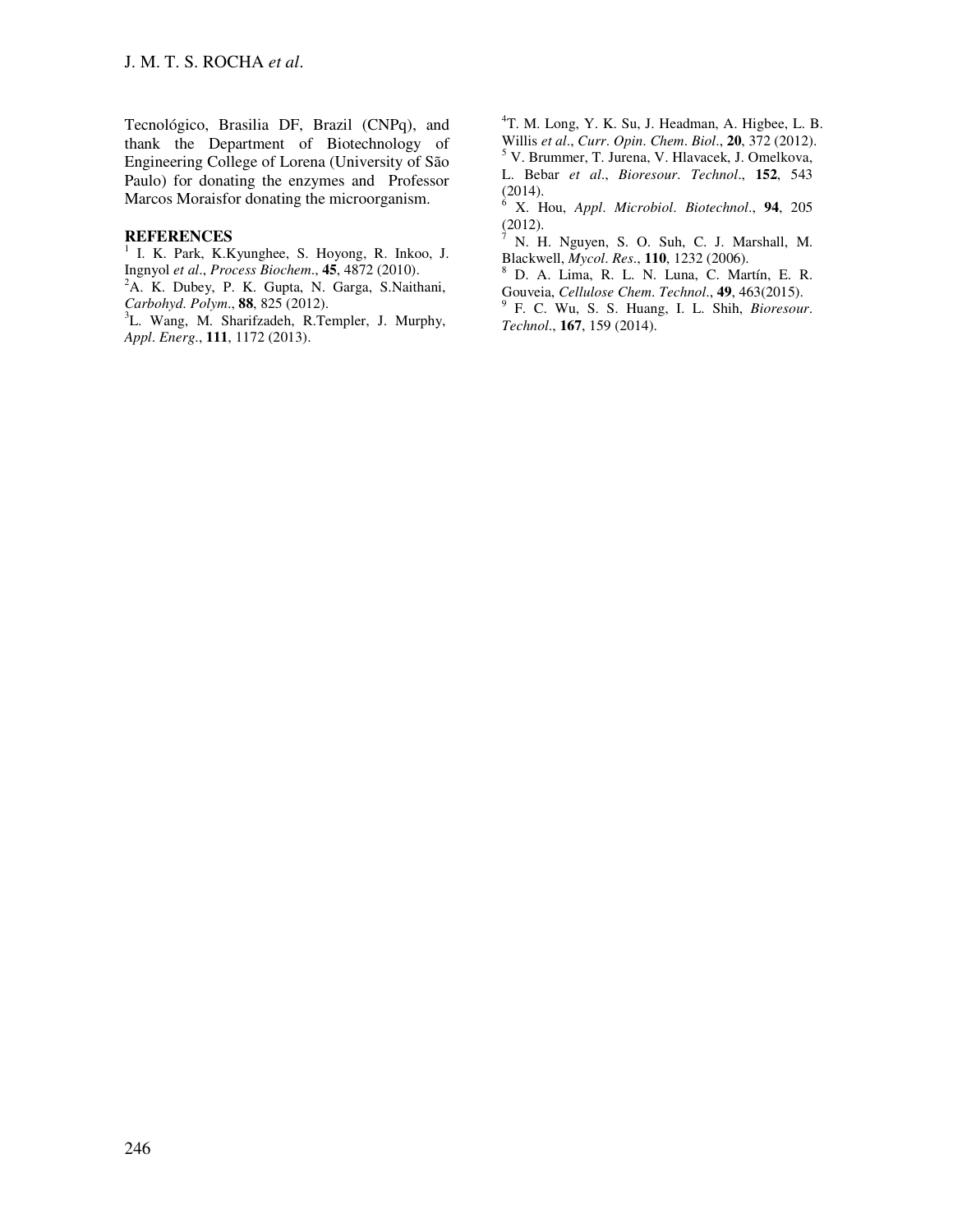Tecnológico, Brasilia DF, Brazil (CNPq), and thank the Department of Biotechnology of Engineering College of Lorena (University of São Paulo) for donating the enzymes and Professor Marcos Moraisfor donating the microorganism.

## REFERENCES

[1] I. K. Park, K.Kyunghee, S. Hoyong, R. Inkoo, J. Ingnyol *et al*., *Process Biochem*., **45**, 4872 (2010).

[2] A. K. Dubey, P. K. Gupta, N. Garga, S.Naithani, *Carbohyd. Polym*., **88**, 825 (2012).

[3] L. Wang, M. Sharifzadeh, R.Templer, J. Murphy, *Appl. Energ*., **111**, 1172 (2013).

[4] T. M. Long, Y. K. Su, J. Headman, A. Higbee, L. B. Willis *et al*., *Curr. Opin. Chem. Biol*., **20**, 372 (2012).

[5] V. Brummer, T. Jurena, V. Hlavacek, J. Omelkova, L. Bebar *et al*., *Bioresour. Technol*., **152**, 543 (2014).

[6] X. Hou, *Appl. Microbiol. Biotechnol*., **94**, 205 (2012).

[7] N. H. Nguyen, S. O. Suh, C. J. Marshall, M. Blackwell, *Mycol. Res*., **110**, 1232 (2006).

[8] D. A. Lima, R. L. N. Luna, C. Martín, E. R. Gouveia, *Cellulose Chem. Technol*., **49**, 463(2015).

[9] F. C. Wu, S. S. Huang, I. L. Shih, *Bioresour. Technol*., **167**, 159 (2014).